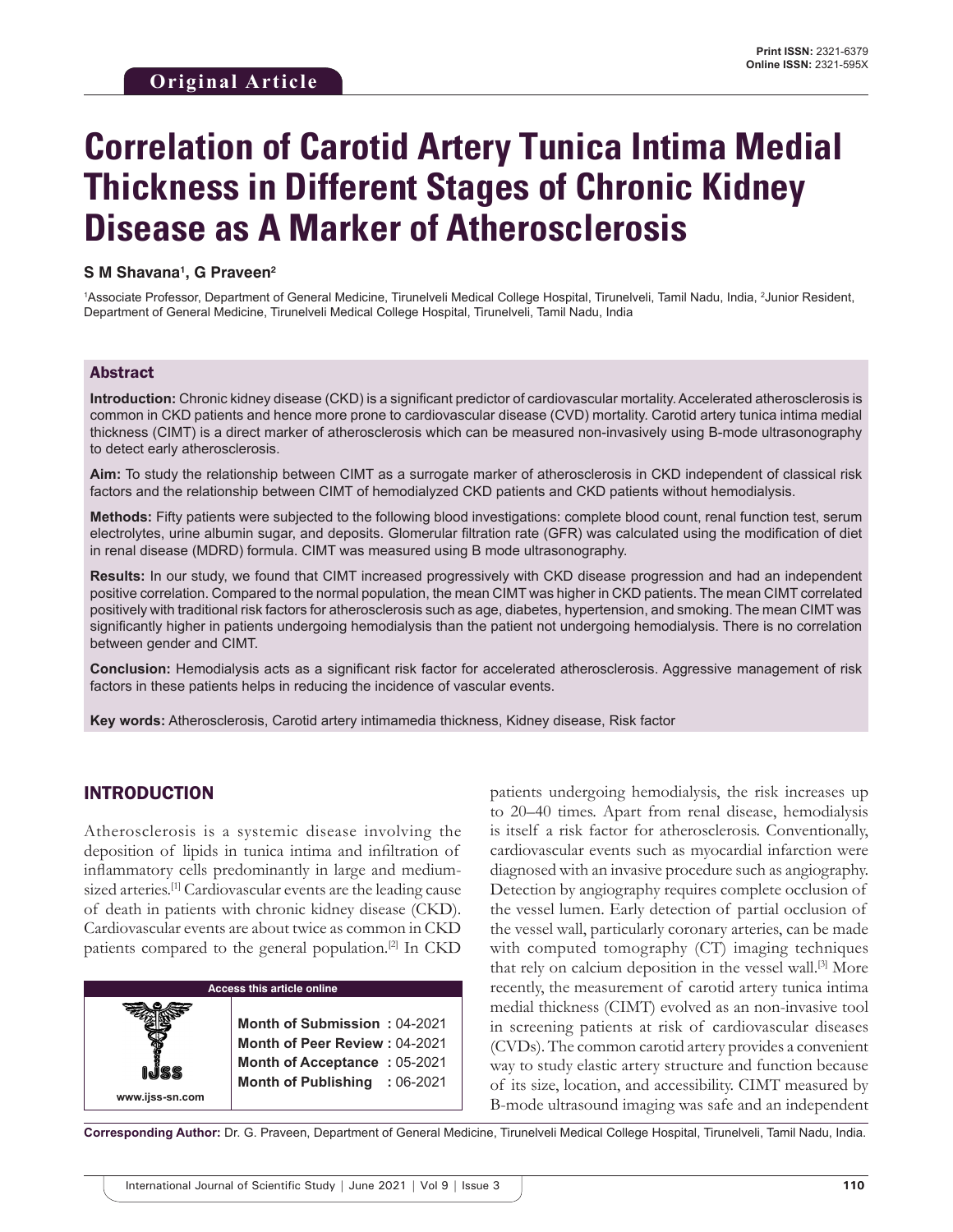Original Article

Print ISSN: 2321-6379
Online ISSN: 2321-595X

# Correlation of Carotid Artery Tunica Intima Medial Thickness in Different Stages of Chronic Kidney Disease as A Marker of Atherosclerosis

**S M Shavana[1], G Praveen[2]**

[1]Associate Professor, Department of General Medicine, Tirunelveli Medical College Hospital, Tirunelveli, Tamil Nadu, India, [2]Junior Resident, Department of General Medicine, Tirunelveli Medical College Hospital, Tirunelveli, Tamil Nadu, India

## Abstract

**Introduction:** Chronic kidney disease (CKD) is a significant predictor of cardiovascular mortality. Accelerated atherosclerosis is common in CKD patients and hence more prone to cardiovascular disease (CVD) mortality. Carotid artery tunica intima medial thickness (CIMT) is a direct marker of atherosclerosis which can be measured non-invasively using B-mode ultrasonography to detect early atherosclerosis.

**Aim:** To study the relationship between CIMT as a surrogate marker of atherosclerosis in CKD independent of classical risk factors and the relationship between CIMT of hemodialyzed CKD patients and CKD patients without hemodialysis.

**Methods:** Fifty patients were subjected to the following blood investigations: complete blood count, renal function test, serum electrolytes, urine albumin sugar, and deposits. Glomerular filtration rate (GFR) was calculated using the modification of diet in renal disease (MDRD) formula. CIMT was measured using B mode ultrasonography.

**Results:** In our study, we found that CIMT increased progressively with CKD disease progression and had an independent positive correlation. Compared to the normal population, the mean CIMT was higher in CKD patients. The mean CIMT correlated positively with traditional risk factors for atherosclerosis such as age, diabetes, hypertension, and smoking. The mean CIMT was significantly higher in patients undergoing hemodialysis than the patient not undergoing hemodialysis. There is no correlation between gender and CIMT.

**Conclusion:** Hemodialysis acts as a significant risk factor for accelerated atherosclerosis. Aggressive management of risk factors in these patients helps in reducing the incidence of vascular events.

**Key words:** Atherosclerosis, Carotid artery intimamedia thickness, Kidney disease, Risk factor

## INTRODUCTION

Atherosclerosis is a systemic disease involving the deposition of lipids in tunica intima and infiltration of inflammatory cells predominantly in large and medium-sized arteries.[1] Cardiovascular events are the leading cause of death in patients with chronic kidney disease (CKD). Cardiovascular events are about twice as common in CKD patients compared to the general population.[2] In CKD patients undergoing hemodialysis, the risk increases up to 20–40 times. Apart from renal disease, hemodialysis is itself a risk factor for atherosclerosis. Conventionally, cardiovascular events such as myocardial infarction were diagnosed with an invasive procedure such as angiography. Detection by angiography requires complete occlusion of the vessel lumen. Early detection of partial occlusion of the vessel wall, particularly coronary arteries, can be made with computed tomography (CT) imaging techniques that rely on calcium deposition in the vessel wall.[3] More recently, the measurement of carotid artery tunica intima medial thickness (CIMT) evolved as an non-invasive tool in screening patients at risk of cardiovascular diseases (CVDs). The common carotid artery provides a convenient way to study elastic artery structure and function because of its size, location, and accessibility. CIMT measured by B-mode ultrasound imaging was safe and an independent

**Access this article online**

www.ijss-sn.com

**Month of Submission :** 04-2021
**Month of Peer Review :** 04-2021
**Month of Acceptance :** 05-2021
**Month of Publishing :** 06-2021

**Corresponding Author:** Dr. G. Praveen, Department of General Medicine, Tirunelveli Medical College Hospital, Tirunelveli, Tamil Nadu, India.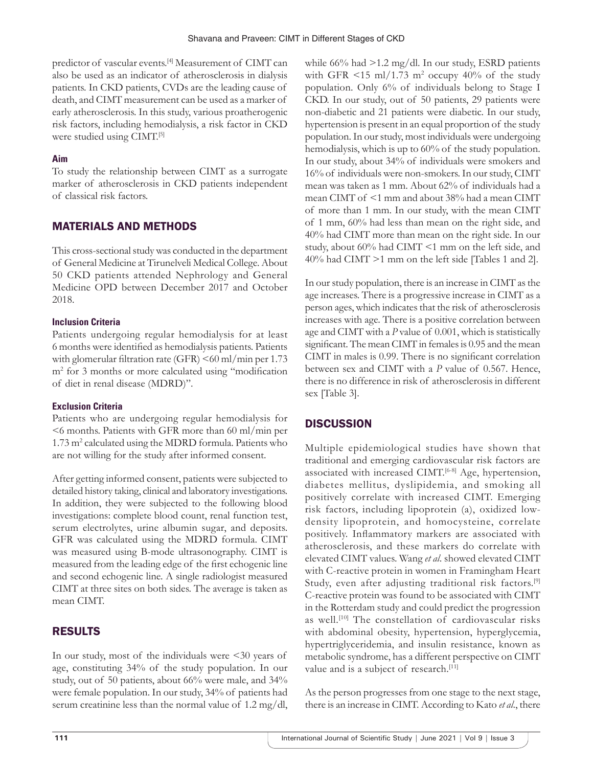predictor of vascular events.[4] Measurement of CIMT can also be used as an indicator of atherosclerosis in dialysis patients. In CKD patients, CVDs are the leading cause of death, and CIMT measurement can be used as a marker of early atherosclerosis. In this study, various proatherogenic risk factors, including hemodialysis, a risk factor in CKD were studied using CIMT.[5]

### Aim

To study the relationship between CIMT as a surrogate marker of atherosclerosis in CKD patients independent of classical risk factors.

## MATERIALS AND METHODS

This cross-sectional study was conducted in the department of General Medicine at Tirunelveli Medical College. About 50 CKD patients attended Nephrology and General Medicine OPD between December 2017 and October 2018.

### Inclusion Criteria

Patients undergoing regular hemodialysis for at least 6 months were identified as hemodialysis patients. Patients with glomerular filtration rate (GFR) <60 ml/min per 1.73 $m^2$ for 3 months or more calculated using "modification of diet in renal disease (MDRD)".

### Exclusion Criteria

Patients who are undergoing regular hemodialysis for <6 months. Patients with GFR more than 60 ml/min per 1.73 $m^2$ calculated using the MDRD formula. Patients who are not willing for the study after informed consent.

After getting informed consent, patients were subjected to detailed history taking, clinical and laboratory investigations. In addition, they were subjected to the following blood investigations: complete blood count, renal function test, serum electrolytes, urine albumin sugar, and deposits. GFR was calculated using the MDRD formula. CIMT was measured using B-mode ultrasonography. CIMT is measured from the leading edge of the first echogenic line and second echogenic line. A single radiologist measured CIMT at three sites on both sides. The average is taken as mean CIMT.

## RESULTS

In our study, most of the individuals were <30 years of age, constituting 34% of the study population. In our study, out of 50 patients, about 66% were male, and 34% were female population. In our study, 34% of patients had serum creatinine less than the normal value of 1.2 mg/dl, while 66% had >1.2 mg/dl. In our study, ESRD patients with GFR <15 ml/1.73 $m^2$ occupy 40% of the study population. Only 6% of individuals belong to Stage I CKD. In our study, out of 50 patients, 29 patients were non-diabetic and 21 patients were diabetic. In our study, hypertension is present in an equal proportion of the study population. In our study, most individuals were undergoing hemodialysis, which is up to 60% of the study population. In our study, about 34% of individuals were smokers and 16% of individuals were non-smokers. In our study, CIMT mean was taken as 1 mm. About 62% of individuals had a mean CIMT of <1 mm and about 38% had a mean CIMT of more than 1 mm. In our study, with the mean CIMT of 1 mm, 60% had less than mean on the right side, and 40% had CIMT more than mean on the right side. In our study, about 60% had CIMT <1 mm on the left side, and 40% had CIMT >1 mm on the left side [Tables 1 and 2].

In our study population, there is an increase in CIMT as the age increases. There is a progressive increase in CIMT as a person ages, which indicates that the risk of atherosclerosis increases with age. There is a positive correlation between age and CIMT with a *P* value of 0.001, which is statistically significant. The mean CIMT in females is 0.95 and the mean CIMT in males is 0.99. There is no significant correlation between sex and CIMT with a *P* value of 0.567. Hence, there is no difference in risk of atherosclerosis in different sex [Table 3].

## DISCUSSION

Multiple epidemiological studies have shown that traditional and emerging cardiovascular risk factors are associated with increased CIMT.[6-8] Age, hypertension, diabetes mellitus, dyslipidemia, and smoking all positively correlate with increased CIMT. Emerging risk factors, including lipoprotein (a), oxidized low-density lipoprotein, and homocysteine, correlate positively. Inflammatory markers are associated with atherosclerosis, and these markers do correlate with elevated CIMT values. Wang *et al*. showed elevated CIMT with C-reactive protein in women in Framingham Heart Study, even after adjusting traditional risk factors.[9] C-reactive protein was found to be associated with CIMT in the Rotterdam study and could predict the progression as well.[10] The constellation of cardiovascular risks with abdominal obesity, hypertension, hyperglycemia, hypertriglyceridemia, and insulin resistance, known as metabolic syndrome, has a different perspective on CIMT value and is a subject of research.[11]

As the person progresses from one stage to the next stage, there is an increase in CIMT. According to Kato *et al*., there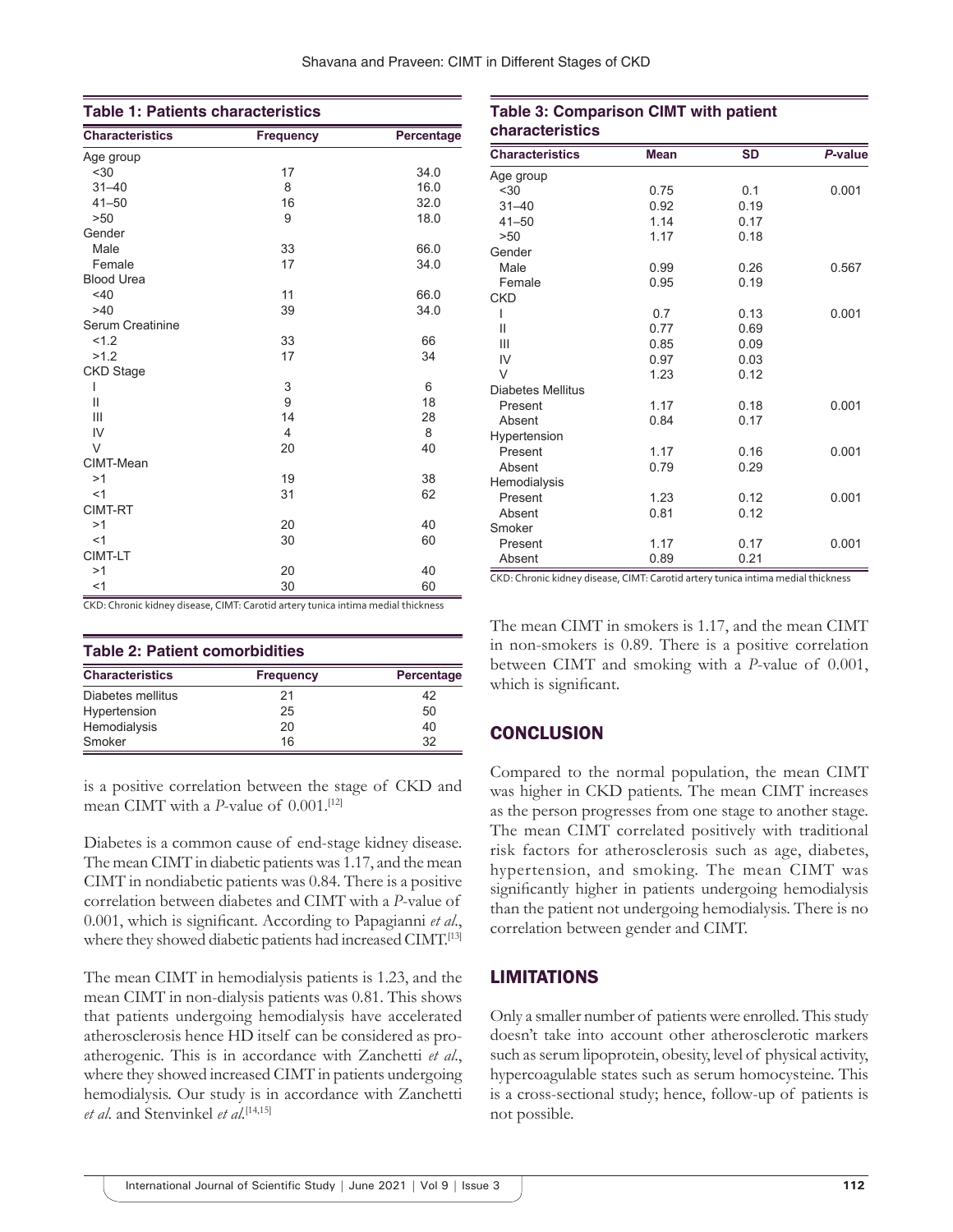**Table 1: Patients characteristics**

| Characteristics | Frequency | Percentage |
|---|---|---|
| Age group | | |
| <30 | 17 | 34.0 |
| 31–40 | 8 | 16.0 |
| 41–50 | 16 | 32.0 |
| >50 | 9 | 18.0 |
| Gender | | |
| Male | 33 | 66.0 |
| Female | 17 | 34.0 |
| Blood Urea | | |
| <40 | 11 | 66.0 |
| >40 | 39 | 34.0 |
| Serum Creatinine | | |
| <1.2 | 33 | 66 |
| >1.2 | 17 | 34 |
| CKD Stage | | |
| I | 3 | 6 |
| II | 9 | 18 |
| III | 14 | 28 |
| IV | 4 | 8 |
| V | 20 | 40 |
| CIMT-Mean | | |
| >1 | 19 | 38 |
| <1 | 31 | 62 |
| CIMT-RT | | |
| >1 | 20 | 40 |
| <1 | 30 | 60 |
| CIMT-LT | | |
| >1 | 20 | 40 |
| <1 | 30 | 60 |

CKD: Chronic kidney disease, CIMT: Carotid artery tunica intima medial thickness

**Table 2: Patient comorbidities**

| Characteristics | Frequency | Percentage |
|---|---|---|
| Diabetes mellitus | 21 | 42 |
| Hypertension | 25 | 50 |
| Hemodialysis | 20 | 40 |
| Smoker | 16 | 32 |

is a positive correlation between the stage of CKD and mean CIMT with a *P*-value of 0.001.[12]

Diabetes is a common cause of end-stage kidney disease. The mean CIMT in diabetic patients was 1.17, and the mean CIMT in nondiabetic patients was 0.84. There is a positive correlation between diabetes and CIMT with a *P*-value of 0.001, which is significant. According to Papagianni *et al*., where they showed diabetic patients had increased CIMT.[13]

The mean CIMT in hemodialysis patients is 1.23, and the mean CIMT in non-dialysis patients was 0.81. This shows that patients undergoing hemodialysis have accelerated atherosclerosis hence HD itself can be considered as pro-atherogenic. This is in accordance with Zanchetti *et al*., where they showed increased CIMT in patients undergoing hemodialysis. Our study is in accordance with Zanchetti *et al*. and Stenvinkel *et al*.[14,15]

**Table 3: Comparison CIMT with patient characteristics**

| Characteristics | Mean | SD | *P*-value |
|---|---|---|---|
| Age group | | | |
| <30 | 0.75 | 0.1 | 0.001 |
| 31–40 | 0.92 | 0.19 | |
| 41–50 | 1.14 | 0.17 | |
| >50 | 1.17 | 0.18 | |
| Gender | | | |
| Male | 0.99 | 0.26 | 0.567 |
| Female | 0.95 | 0.19 | |
| CKD | | | |
| I | 0.7 | 0.13 | 0.001 |
| II | 0.77 | 0.69 | |
| III | 0.85 | 0.09 | |
| IV | 0.97 | 0.03 | |
| V | 1.23 | 0.12 | |
| Diabetes Mellitus | | | |
| Present | 1.17 | 0.18 | 0.001 |
| Absent | 0.84 | 0.17 | |
| Hypertension | | | |
| Present | 1.17 | 0.16 | 0.001 |
| Absent | 0.79 | 0.29 | |
| Hemodialysis | | | |
| Present | 1.23 | 0.12 | 0.001 |
| Absent | 0.81 | 0.12 | |
| Smoker | | | |
| Present | 1.17 | 0.17 | 0.001 |
| Absent | 0.89 | 0.21 | |

CKD: Chronic kidney disease, CIMT: Carotid artery tunica intima medial thickness

The mean CIMT in smokers is 1.17, and the mean CIMT in non-smokers is 0.89. There is a positive correlation between CIMT and smoking with a *P*-value of 0.001, which is significant.

## CONCLUSION

Compared to the normal population, the mean CIMT was higher in CKD patients. The mean CIMT increases as the person progresses from one stage to another stage. The mean CIMT correlated positively with traditional risk factors for atherosclerosis such as age, diabetes, hypertension, and smoking. The mean CIMT was significantly higher in patients undergoing hemodialysis than the patient not undergoing hemodialysis. There is no correlation between gender and CIMT.

## LIMITATIONS

Only a smaller number of patients were enrolled. This study doesn't take into account other atherosclerotic markers such as serum lipoprotein, obesity, level of physical activity, hypercoagulable states such as serum homocysteine. This is a cross-sectional study; hence, follow-up of patients is not possible.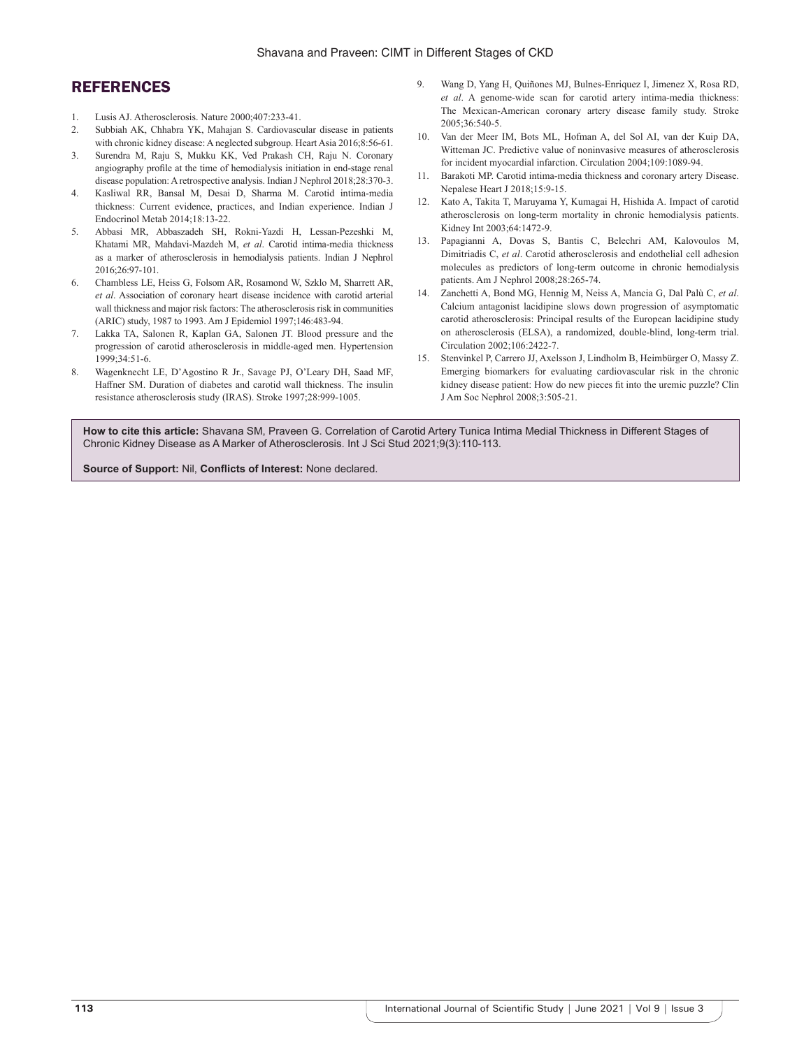## REFERENCES

1. Lusis AJ. Atherosclerosis. Nature 2000;407:233-41.
2. Subbiah AK, Chhabra YK, Mahajan S. Cardiovascular disease in patients with chronic kidney disease: A neglected subgroup. Heart Asia 2016;8:56-61.
3. Surendra M, Raju S, Mukku KK, Ved Prakash CH, Raju N. Coronary angiography profile at the time of hemodialysis initiation in end-stage renal disease population: A retrospective analysis. Indian J Nephrol 2018;28:370-3.
4. Kasliwal RR, Bansal M, Desai D, Sharma M. Carotid intima-media thickness: Current evidence, practices, and Indian experience. Indian J Endocrinol Metab 2014;18:13-22.
5. Abbasi MR, Abbaszadeh SH, Rokni-Yazdi H, Lessan-Pezeshki M, Khatami MR, Mahdavi-Mazdeh M, *et al*. Carotid intima-media thickness as a marker of atherosclerosis in hemodialysis patients. Indian J Nephrol 2016;26:97-101.
6. Chambless LE, Heiss G, Folsom AR, Rosamond W, Szklo M, Sharrett AR, *et al*. Association of coronary heart disease incidence with carotid arterial wall thickness and major risk factors: The atherosclerosis risk in communities (ARIC) study, 1987 to 1993. Am J Epidemiol 1997;146:483-94.
7. Lakka TA, Salonen R, Kaplan GA, Salonen JT. Blood pressure and the progression of carotid atherosclerosis in middle-aged men. Hypertension 1999;34:51-6.
8. Wagenknecht LE, D'Agostino R Jr., Savage PJ, O'Leary DH, Saad MF, Haffner SM. Duration of diabetes and carotid wall thickness. The insulin resistance atherosclerosis study (IRAS). Stroke 1997;28:999-1005.
9. Wang D, Yang H, Quiñones MJ, Bulnes-Enriquez I, Jimenez X, Rosa RD, *et al*. A genome-wide scan for carotid artery intima-media thickness: The Mexican-American coronary artery disease family study. Stroke 2005;36:540-5.
10. Van der Meer IM, Bots ML, Hofman A, del Sol AI, van der Kuip DA, Witteman JC. Predictive value of noninvasive measures of atherosclerosis for incident myocardial infarction. Circulation 2004;109:1089-94.
11. Barakoti MP. Carotid intima-media thickness and coronary artery Disease. Nepalese Heart J 2018;15:9-15.
12. Kato A, Takita T, Maruyama Y, Kumagai H, Hishida A. Impact of carotid atherosclerosis on long-term mortality in chronic hemodialysis patients. Kidney Int 2003;64:1472-9.
13. Papagianni A, Dovas S, Bantis C, Belechri AM, Kalovoulos M, Dimitriadis C, *et al*. Carotid atherosclerosis and endothelial cell adhesion molecules as predictors of long-term outcome in chronic hemodialysis patients. Am J Nephrol 2008;28:265-74.
14. Zanchetti A, Bond MG, Hennig M, Neiss A, Mancia G, Dal Palù C, *et al*. Calcium antagonist lacidipine slows down progression of asymptomatic carotid atherosclerosis: Principal results of the European lacidipine study on atherosclerosis (ELSA), a randomized, double-blind, long-term trial. Circulation 2002;106:2422-7.
15. Stenvinkel P, Carrero JJ, Axelsson J, Lindholm B, Heimbürger O, Massy Z. Emerging biomarkers for evaluating cardiovascular risk in the chronic kidney disease patient: How do new pieces fit into the uremic puzzle? Clin J Am Soc Nephrol 2008;3:505-21.

**How to cite this article:** Shavana SM, Praveen G. Correlation of Carotid Artery Tunica Intima Medial Thickness in Different Stages of Chronic Kidney Disease as A Marker of Atherosclerosis. Int J Sci Stud 2021;9(3):110-113.

**Source of Support:** Nil, **Conflicts of Interest:** None declared.